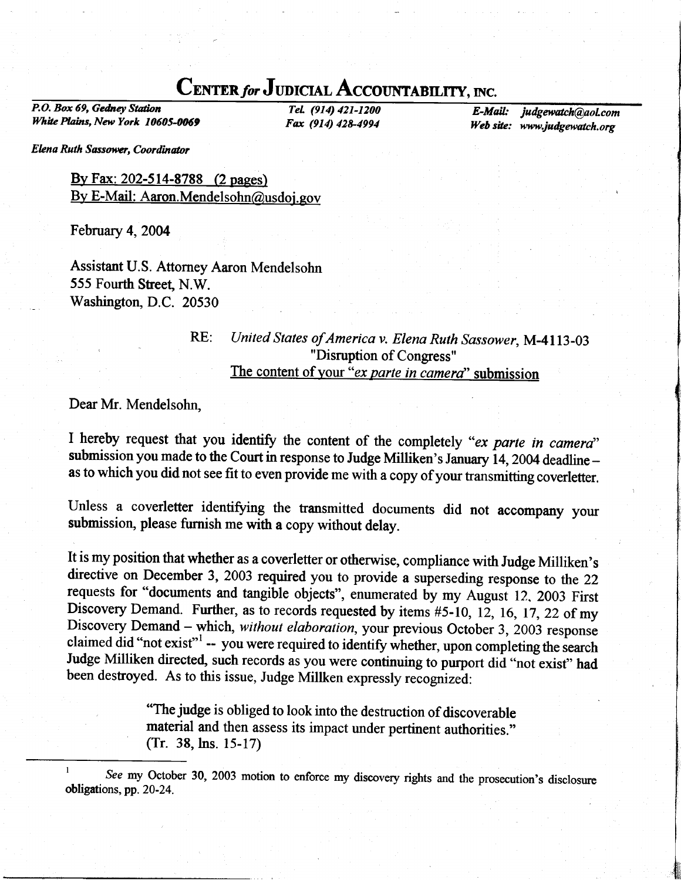# CENTER *for* JUDICIAL ACCOUNTABILITY, INC.

*P.O. Box 69, Gedney Station*
*White Plains, New York 10605-0069*

*Tel. (914) 421-1200*
*Fax (914) 428-4994*

*E-Mail: judgewatch@aol.com*
*Web site: www.judgewatch.org*

*Elena Ruth Sassower, Coordinator*

By Fax: 202-514-8788 (2 pages)
By E-Mail: Aaron.Mendelsohn@usdoj.gov

February 4, 2004

Assistant U.S. Attorney Aaron Mendelsohn
555 Fourth Street, N.W.
Washington, D.C. 20530

RE: *United States of America v. Elena Ruth Sassower*, M-4113-03
"Disruption of Congress"
The content of your "*ex parte in camera*" submission

Dear Mr. Mendelsohn,

I hereby request that you identify the content of the completely "*ex parte in camera*" submission you made to the Court in response to Judge Milliken's January 14, 2004 deadline – as to which you did not see fit to even provide me with a copy of your transmitting coverletter.

Unless a coverletter identifying the transmitted documents did not accompany your submission, please furnish me with a copy without delay.

It is my position that whether as a coverletter or otherwise, compliance with Judge Milliken's directive on December 3, 2003 required you to provide a superseding response to the 22 requests for "documents and tangible objects", enumerated by my August 12, 2003 First Discovery Demand. Further, as to records requested by items #5-10, 12, 16, 17, 22 of my Discovery Demand – which, *without elaboration*, your previous October 3, 2003 response claimed did "not exist"[1] -- you were required to identify whether, upon completing the search Judge Milliken directed, such records as you were continuing to purport did "not exist" had been destroyed. As to this issue, Judge Millken expressly recognized:

> "The judge is obliged to look into the destruction of discoverable material and then assess its impact under pertinent authorities." (Tr. 38, lns. 15-17)

---

[1] *See* my October 30, 2003 motion to enforce my discovery rights and the prosecution's disclosure obligations, pp. 20-24.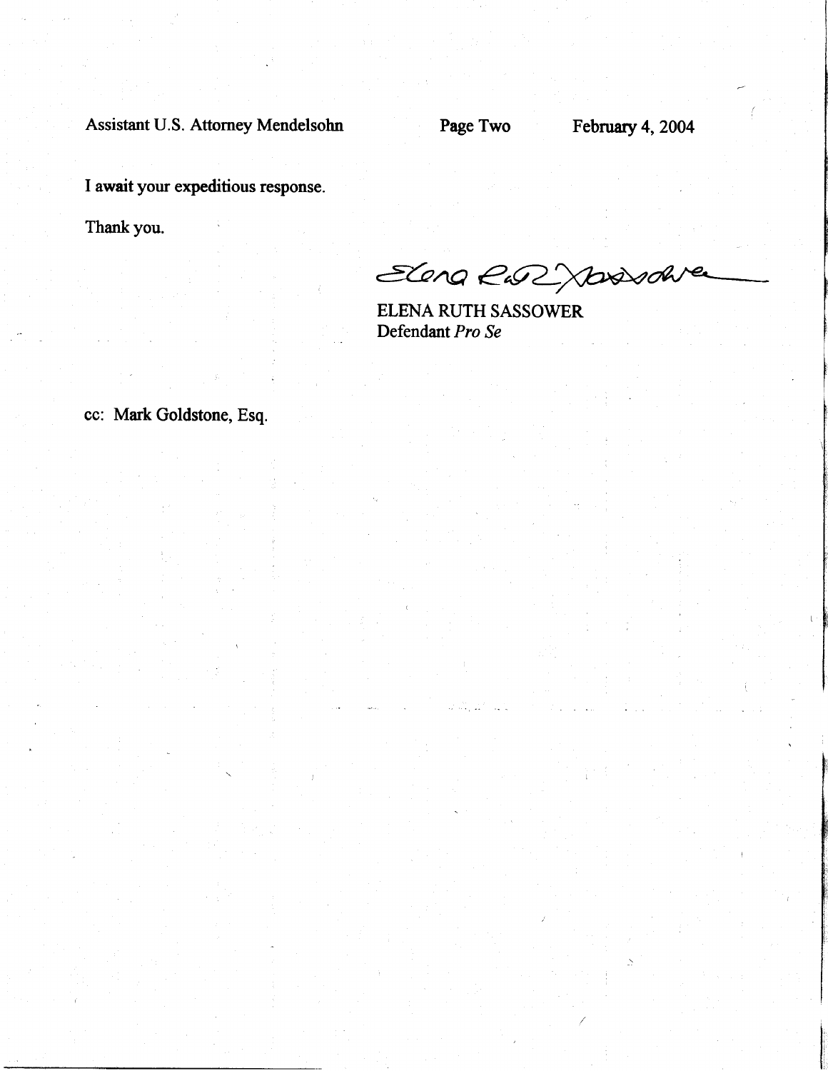I await your expeditious response.

Thank you.

ELENA RUTH SASSOWER
Defendant *Pro Se*

cc: Mark Goldstone, Esq.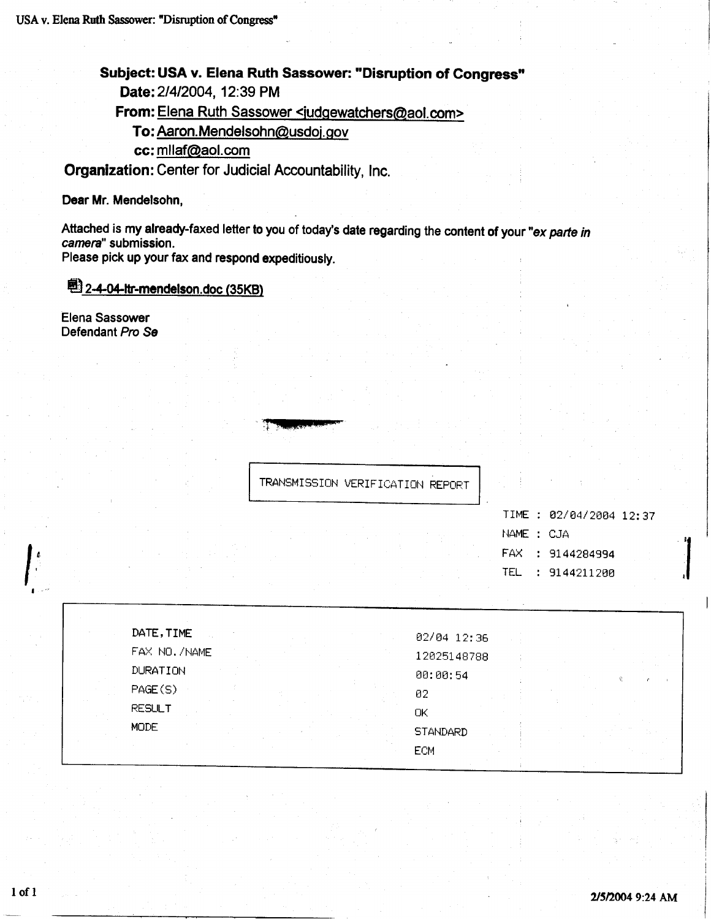**Subject:** USA v. Elena Ruth Sassower: "Disruption of Congress"
**Date:** 2/4/2004, 12:39 PM
**From:** Elena Ruth Sassower <judgewatchers@aol.com>
**To:** Aaron.Mendelsohn@usdoj.gov
**cc:** mllaf@aol.com
**Organization:** Center for Judicial Accountability, Inc.

**Dear Mr. Mendelsohn,**

Attached is my already-faxed letter to you of today's date regarding the content of your "*ex parte in camera*" submission.
Please pick up your fax and respond expeditiously.

2-4-04-ltr-mendelson.doc (35KB)

Elena Sassower
Defendant *Pro Se*

TRANSMISSION VERIFICATION REPORT

TIME : 02/04/2004 12:37
NAME : CJA
FAX : 9144284994
TEL : 9144211200

| | |
|---|---|
| DATE,TIME | 02/04 12:36 |
| FAX NO./NAME | 12025148788 |
| DURATION | 00:00:54 |
| PAGE(S) | 02 |
| RESULT | OK |
| MODE | STANDARD ECM |